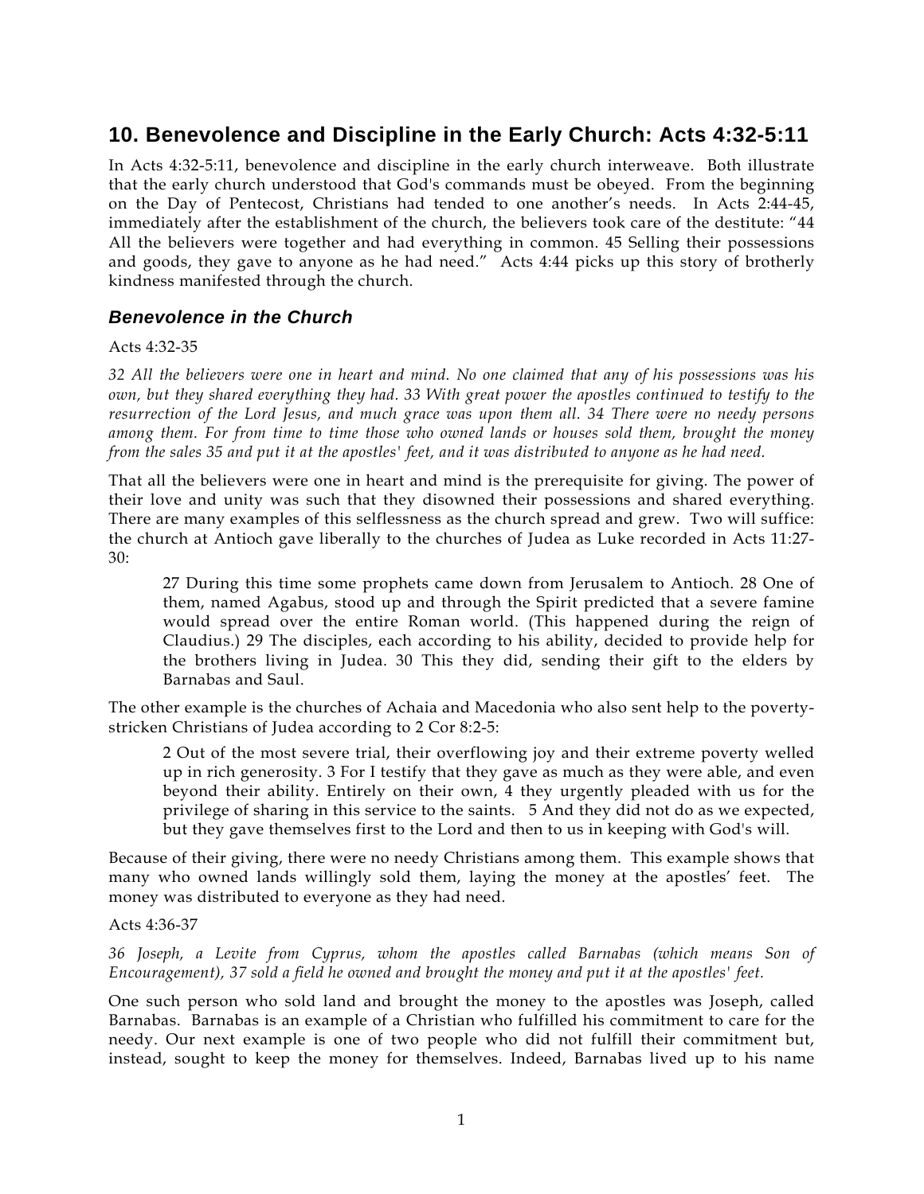## 10. Benevolence and Discipline in the Early Church: Acts 4:32-5:11

In Acts 4:32-5:11, benevolence and discipline in the early church interweave. Both illustrate that the early church understood that God's commands must be obeyed. From the beginning on the Day of Pentecost, Christians had tended to one another's needs. In Acts 2:44-45, immediately after the establishment of the church, the believers took care of the destitute: "44 All the believers were together and had everything in common. 45 Selling their possessions and goods, they gave to anyone as he had need." Acts 4:44 picks up this story of brotherly kindness manifested through the church.

### *Benevolence in the Church*

Acts 4:32-35

*32 All the believers were one in heart and mind. No one claimed that any of his possessions was his own, but they shared everything they had. 33 With great power the apostles continued to testify to the resurrection of the Lord Jesus, and much grace was upon them all. 34 There were no needy persons among them. For from time to time those who owned lands or houses sold them, brought the money from the sales 35 and put it at the apostles' feet, and it was distributed to anyone as he had need.*

That all the believers were one in heart and mind is the prerequisite for giving. The power of their love and unity was such that they disowned their possessions and shared everything. There are many examples of this selflessness as the church spread and grew. Two will suffice: the church at Antioch gave liberally to the churches of Judea as Luke recorded in Acts 11:27-30:

> 27 During this time some prophets came down from Jerusalem to Antioch. 28 One of them, named Agabus, stood up and through the Spirit predicted that a severe famine would spread over the entire Roman world. (This happened during the reign of Claudius.) 29 The disciples, each according to his ability, decided to provide help for the brothers living in Judea. 30 This they did, sending their gift to the elders by Barnabas and Saul.

The other example is the churches of Achaia and Macedonia who also sent help to the poverty-stricken Christians of Judea according to 2 Cor 8:2-5:

> 2 Out of the most severe trial, their overflowing joy and their extreme poverty welled up in rich generosity. 3 For I testify that they gave as much as they were able, and even beyond their ability. Entirely on their own, 4 they urgently pleaded with us for the privilege of sharing in this service to the saints. 5 And they did not do as we expected, but they gave themselves first to the Lord and then to us in keeping with God's will.

Because of their giving, there were no needy Christians among them. This example shows that many who owned lands willingly sold them, laying the money at the apostles' feet. The money was distributed to everyone as they had need.

Acts 4:36-37

*36 Joseph, a Levite from Cyprus, whom the apostles called Barnabas (which means Son of Encouragement), 37 sold a field he owned and brought the money and put it at the apostles' feet.*

One such person who sold land and brought the money to the apostles was Joseph, called Barnabas. Barnabas is an example of a Christian who fulfilled his commitment to care for the needy. Our next example is one of two people who did not fulfill their commitment but, instead, sought to keep the money for themselves. Indeed, Barnabas lived up to his name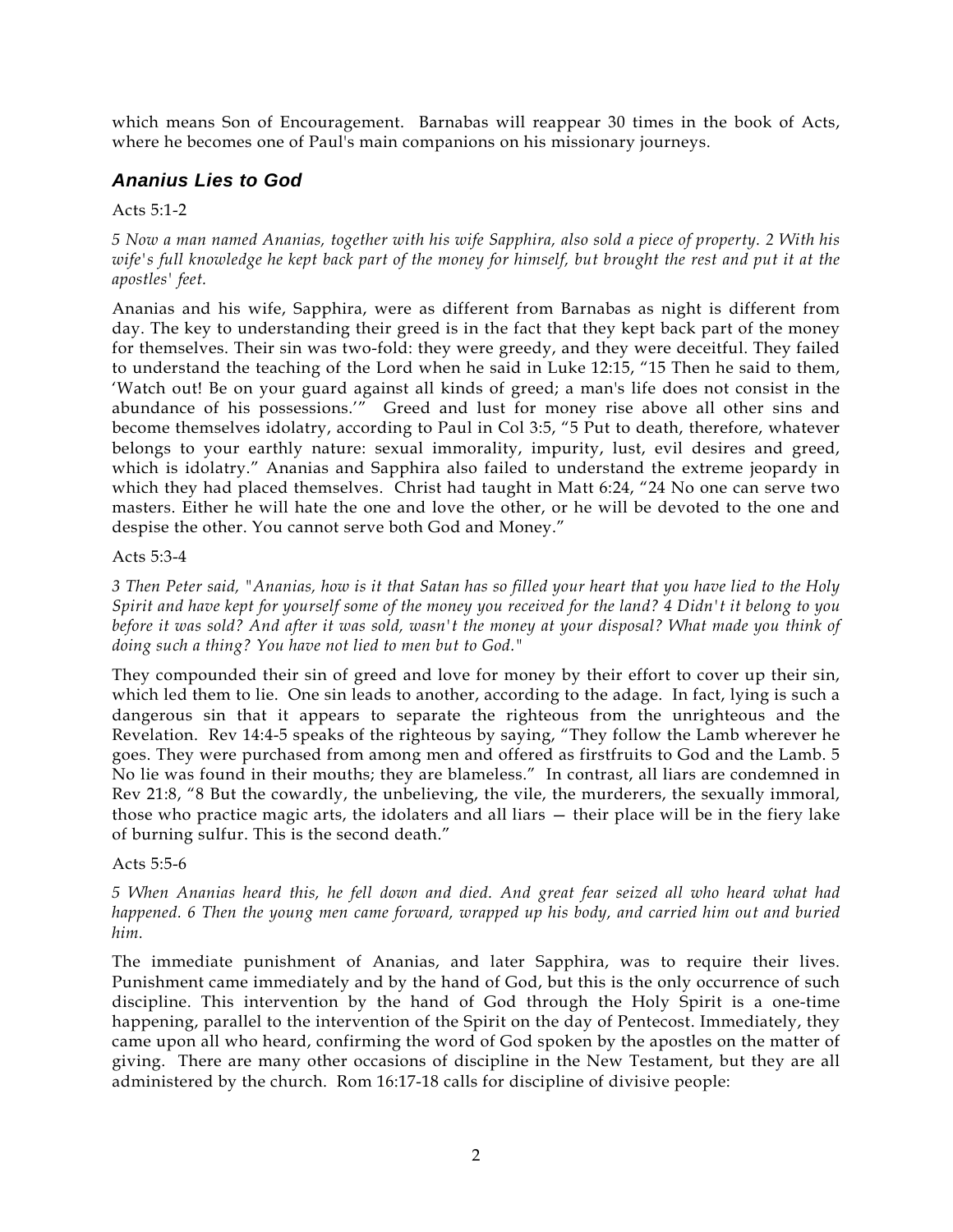which means Son of Encouragement. Barnabas will reappear 30 times in the book of Acts, where he becomes one of Paul's main companions on his missionary journeys.

### *Ananius Lies to God*

Acts 5:1-2

*5 Now a man named Ananias, together with his wife Sapphira, also sold a piece of property. 2 With his wife's full knowledge he kept back part of the money for himself, but brought the rest and put it at the apostles' feet.*

Ananias and his wife, Sapphira, were as different from Barnabas as night is different from day. The key to understanding their greed is in the fact that they kept back part of the money for themselves. Their sin was two-fold: they were greedy, and they were deceitful. They failed to understand the teaching of the Lord when he said in Luke 12:15, "15 Then he said to them, 'Watch out! Be on your guard against all kinds of greed; a man's life does not consist in the abundance of his possessions.'" Greed and lust for money rise above all other sins and become themselves idolatry, according to Paul in Col 3:5, "5 Put to death, therefore, whatever belongs to your earthly nature: sexual immorality, impurity, lust, evil desires and greed, which is idolatry." Ananias and Sapphira also failed to understand the extreme jeopardy in which they had placed themselves. Christ had taught in Matt 6:24, "24 No one can serve two masters. Either he will hate the one and love the other, or he will be devoted to the one and despise the other. You cannot serve both God and Money."

Acts 5:3-4

*3 Then Peter said, "Ananias, how is it that Satan has so filled your heart that you have lied to the Holy Spirit and have kept for yourself some of the money you received for the land? 4 Didn't it belong to you before it was sold? And after it was sold, wasn't the money at your disposal? What made you think of doing such a thing? You have not lied to men but to God."*

They compounded their sin of greed and love for money by their effort to cover up their sin, which led them to lie. One sin leads to another, according to the adage. In fact, lying is such a dangerous sin that it appears to separate the righteous from the unrighteous and the Revelation. Rev 14:4-5 speaks of the righteous by saying, "They follow the Lamb wherever he goes. They were purchased from among men and offered as firstfruits to God and the Lamb. 5 No lie was found in their mouths; they are blameless." In contrast, all liars are condemned in Rev 21:8, "8 But the cowardly, the unbelieving, the vile, the murderers, the sexually immoral, those who practice magic arts, the idolaters and all liars — their place will be in the fiery lake of burning sulfur. This is the second death."

Acts 5:5-6

*5 When Ananias heard this, he fell down and died. And great fear seized all who heard what had happened. 6 Then the young men came forward, wrapped up his body, and carried him out and buried him.*

The immediate punishment of Ananias, and later Sapphira, was to require their lives. Punishment came immediately and by the hand of God, but this is the only occurrence of such discipline. This intervention by the hand of God through the Holy Spirit is a one-time happening, parallel to the intervention of the Spirit on the day of Pentecost. Immediately, they came upon all who heard, confirming the word of God spoken by the apostles on the matter of giving. There are many other occasions of discipline in the New Testament, but they are all administered by the church. Rom 16:17-18 calls for discipline of divisive people: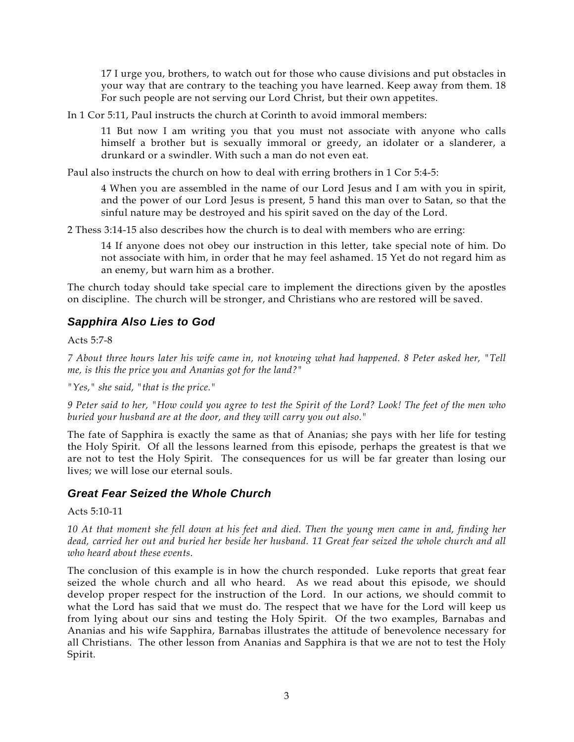> 17 I urge you, brothers, to watch out for those who cause divisions and put obstacles in your way that are contrary to the teaching you have learned. Keep away from them. 18 For such people are not serving our Lord Christ, but their own appetites.

In 1 Cor 5:11, Paul instructs the church at Corinth to avoid immoral members:

> 11 But now I am writing you that you must not associate with anyone who calls himself a brother but is sexually immoral or greedy, an idolater or a slanderer, a drunkard or a swindler. With such a man do not even eat.

Paul also instructs the church on how to deal with erring brothers in 1 Cor 5:4-5:

> 4 When you are assembled in the name of our Lord Jesus and I am with you in spirit, and the power of our Lord Jesus is present, 5 hand this man over to Satan, so that the sinful nature may be destroyed and his spirit saved on the day of the Lord.

2 Thess 3:14-15 also describes how the church is to deal with members who are erring:

> 14 If anyone does not obey our instruction in this letter, take special note of him. Do not associate with him, in order that he may feel ashamed. 15 Yet do not regard him as an enemy, but warn him as a brother.

The church today should take special care to implement the directions given by the apostles on discipline. The church will be stronger, and Christians who are restored will be saved.

### *Sapphira Also Lies to God*

Acts 5:7-8

*7 About three hours later his wife came in, not knowing what had happened. 8 Peter asked her, "Tell me, is this the price you and Ananias got for the land?"*

*"Yes," she said, "that is the price."*

*9 Peter said to her, "How could you agree to test the Spirit of the Lord? Look! The feet of the men who buried your husband are at the door, and they will carry you out also."*

The fate of Sapphira is exactly the same as that of Ananias; she pays with her life for testing the Holy Spirit. Of all the lessons learned from this episode, perhaps the greatest is that we are not to test the Holy Spirit. The consequences for us will be far greater than losing our lives; we will lose our eternal souls.

### *Great Fear Seized the Whole Church*

Acts 5:10-11

*10 At that moment she fell down at his feet and died. Then the young men came in and, finding her dead, carried her out and buried her beside her husband. 11 Great fear seized the whole church and all who heard about these events.*

The conclusion of this example is in how the church responded. Luke reports that great fear seized the whole church and all who heard. As we read about this episode, we should develop proper respect for the instruction of the Lord. In our actions, we should commit to what the Lord has said that we must do. The respect that we have for the Lord will keep us from lying about our sins and testing the Holy Spirit. Of the two examples, Barnabas and Ananias and his wife Sapphira, Barnabas illustrates the attitude of benevolence necessary for all Christians. The other lesson from Ananias and Sapphira is that we are not to test the Holy Spirit.